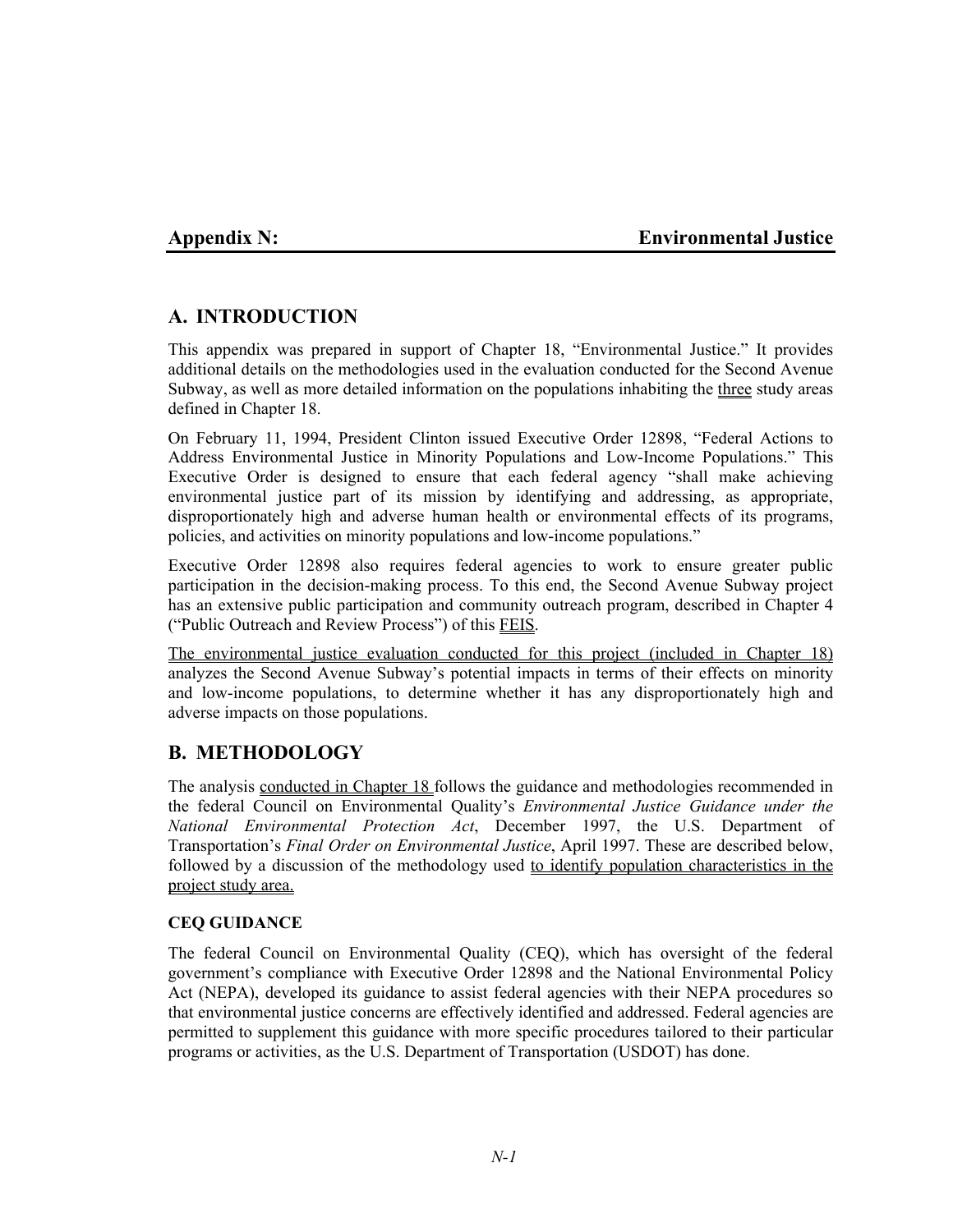## Appendix N: Environmental Justice

## A. INTRODUCTION

This appendix was prepared in support of Chapter 18, "Environmental Justice." It provides additional details on the methodologies used in the evaluation conducted for the Second Avenue Subway, as well as more detailed information on the populations inhabiting the three study areas defined in Chapter 18.

On February 11, 1994, President Clinton issued Executive Order 12898, "Federal Actions to Address Environmental Justice in Minority Populations and Low-Income Populations." This Executive Order is designed to ensure that each federal agency "shall make achieving environmental justice part of its mission by identifying and addressing, as appropriate, disproportionately high and adverse human health or environmental effects of its programs, policies, and activities on minority populations and low-income populations."

Executive Order 12898 also requires federal agencies to work to ensure greater public participation in the decision-making process. To this end, the Second Avenue Subway project has an extensive public participation and community outreach program, described in Chapter 4 ("Public Outreach and Review Process") of this FEIS.

The environmental justice evaluation conducted for this project (included in Chapter 18) analyzes the Second Avenue Subway's potential impacts in terms of their effects on minority and low-income populations, to determine whether it has any disproportionately high and adverse impacts on those populations.

## B. METHODOLOGY

The analysis conducted in Chapter 18 follows the guidance and methodologies recommended in the federal Council on Environmental Quality's *Environmental Justice Guidance under the National Environmental Protection Act*, December 1997, the U.S. Department of Transportation's *Final Order on Environmental Justice*, April 1997. These are described below, followed by a discussion of the methodology used to identify population characteristics in the project study area.

### CEQ GUIDANCE

The federal Council on Environmental Quality (CEQ), which has oversight of the federal government's compliance with Executive Order 12898 and the National Environmental Policy Act (NEPA), developed its guidance to assist federal agencies with their NEPA procedures so that environmental justice concerns are effectively identified and addressed. Federal agencies are permitted to supplement this guidance with more specific procedures tailored to their particular programs or activities, as the U.S. Department of Transportation (USDOT) has done.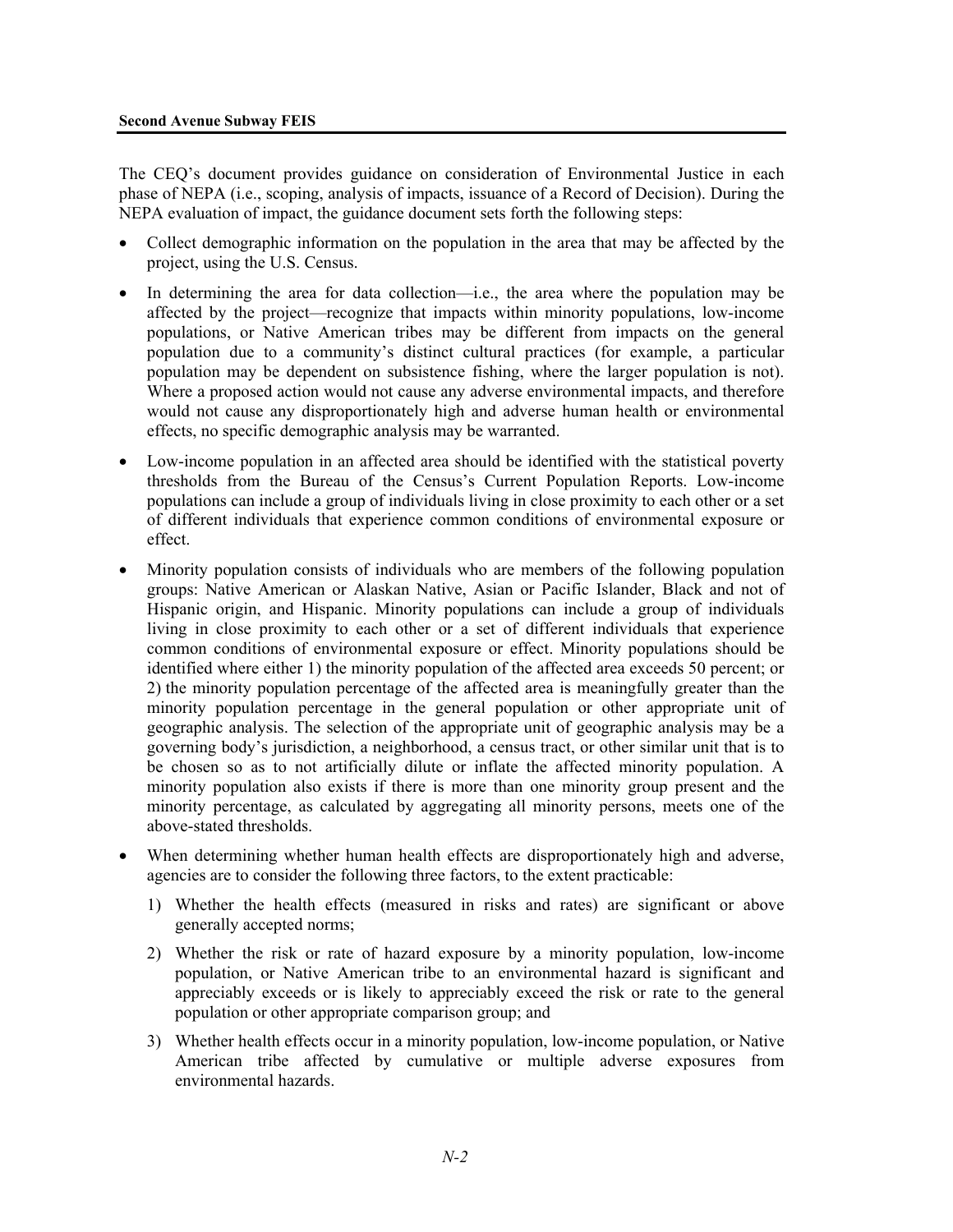The CEQ's document provides guidance on consideration of Environmental Justice in each phase of NEPA (i.e., scoping, analysis of impacts, issuance of a Record of Decision). During the NEPA evaluation of impact, the guidance document sets forth the following steps:

- Collect demographic information on the population in the area that may be affected by the project, using the U.S. Census.
- In determining the area for data collection—i.e., the area where the population may be affected by the project—recognize that impacts within minority populations, low-income populations, or Native American tribes may be different from impacts on the general population due to a community's distinct cultural practices (for example, a particular population may be dependent on subsistence fishing, where the larger population is not). Where a proposed action would not cause any adverse environmental impacts, and therefore would not cause any disproportionately high and adverse human health or environmental effects, no specific demographic analysis may be warranted.
- Low-income population in an affected area should be identified with the statistical poverty thresholds from the Bureau of the Census's Current Population Reports. Low-income populations can include a group of individuals living in close proximity to each other or a set of different individuals that experience common conditions of environmental exposure or effect.
- Minority population consists of individuals who are members of the following population groups: Native American or Alaskan Native, Asian or Pacific Islander, Black and not of Hispanic origin, and Hispanic. Minority populations can include a group of individuals living in close proximity to each other or a set of different individuals that experience common conditions of environmental exposure or effect. Minority populations should be identified where either 1) the minority population of the affected area exceeds 50 percent; or 2) the minority population percentage of the affected area is meaningfully greater than the minority population percentage in the general population or other appropriate unit of geographic analysis. The selection of the appropriate unit of geographic analysis may be a governing body's jurisdiction, a neighborhood, a census tract, or other similar unit that is to be chosen so as to not artificially dilute or inflate the affected minority population. A minority population also exists if there is more than one minority group present and the minority percentage, as calculated by aggregating all minority persons, meets one of the above-stated thresholds.
- When determining whether human health effects are disproportionately high and adverse, agencies are to consider the following three factors, to the extent practicable:
  1) Whether the health effects (measured in risks and rates) are significant or above generally accepted norms;
  2) Whether the risk or rate of hazard exposure by a minority population, low-income population, or Native American tribe to an environmental hazard is significant and appreciably exceeds or is likely to appreciably exceed the risk or rate to the general population or other appropriate comparison group; and
  3) Whether health effects occur in a minority population, low-income population, or Native American tribe affected by cumulative or multiple adverse exposures from environmental hazards.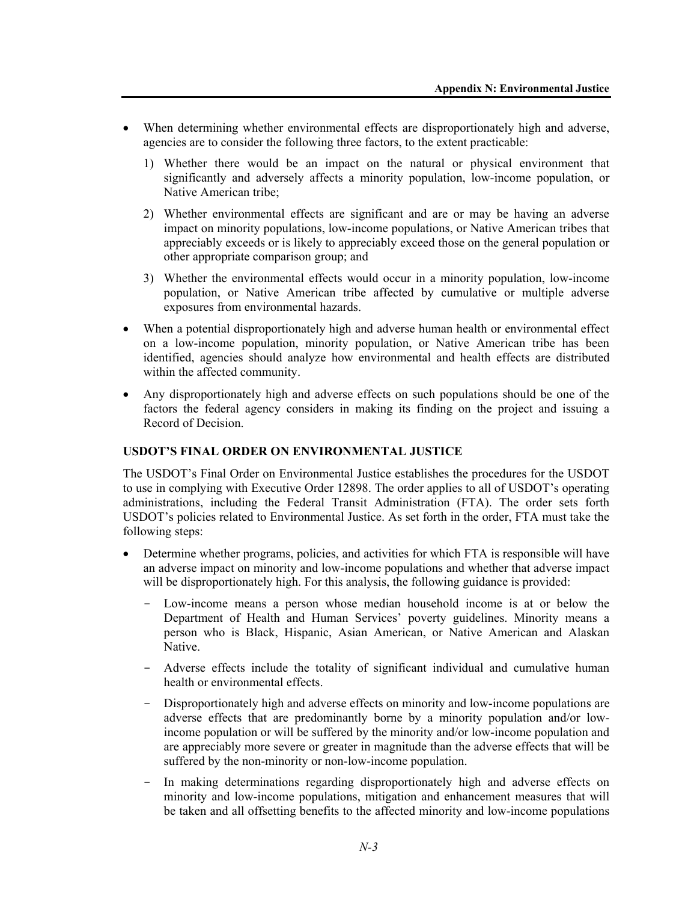- When determining whether environmental effects are disproportionately high and adverse, agencies are to consider the following three factors, to the extent practicable:

  1) Whether there would be an impact on the natural or physical environment that significantly and adversely affects a minority population, low-income population, or Native American tribe;

  2) Whether environmental effects are significant and are or may be having an adverse impact on minority populations, low-income populations, or Native American tribes that appreciably exceeds or is likely to appreciably exceed those on the general population or other appropriate comparison group; and

  3) Whether the environmental effects would occur in a minority population, low-income population, or Native American tribe affected by cumulative or multiple adverse exposures from environmental hazards.

- When a potential disproportionately high and adverse human health or environmental effect on a low-income population, minority population, or Native American tribe has been identified, agencies should analyze how environmental and health effects are distributed within the affected community.

- Any disproportionately high and adverse effects on such populations should be one of the factors the federal agency considers in making its finding on the project and issuing a Record of Decision.

### USDOT'S FINAL ORDER ON ENVIRONMENTAL JUSTICE

The USDOT's Final Order on Environmental Justice establishes the procedures for the USDOT to use in complying with Executive Order 12898. The order applies to all of USDOT's operating administrations, including the Federal Transit Administration (FTA). The order sets forth USDOT's policies related to Environmental Justice. As set forth in the order, FTA must take the following steps:

- Determine whether programs, policies, and activities for which FTA is responsible will have an adverse impact on minority and low-income populations and whether that adverse impact will be disproportionately high. For this analysis, the following guidance is provided:

  - Low-income means a person whose median household income is at or below the Department of Health and Human Services' poverty guidelines. Minority means a person who is Black, Hispanic, Asian American, or Native American and Alaskan Native.

  - Adverse effects include the totality of significant individual and cumulative human health or environmental effects.

  - Disproportionately high and adverse effects on minority and low-income populations are adverse effects that are predominantly borne by a minority population and/or low-income population or will be suffered by the minority and/or low-income population and are appreciably more severe or greater in magnitude than the adverse effects that will be suffered by the non-minority or non-low-income population.

  - In making determinations regarding disproportionately high and adverse effects on minority and low-income populations, mitigation and enhancement measures that will be taken and all offsetting benefits to the affected minority and low-income populations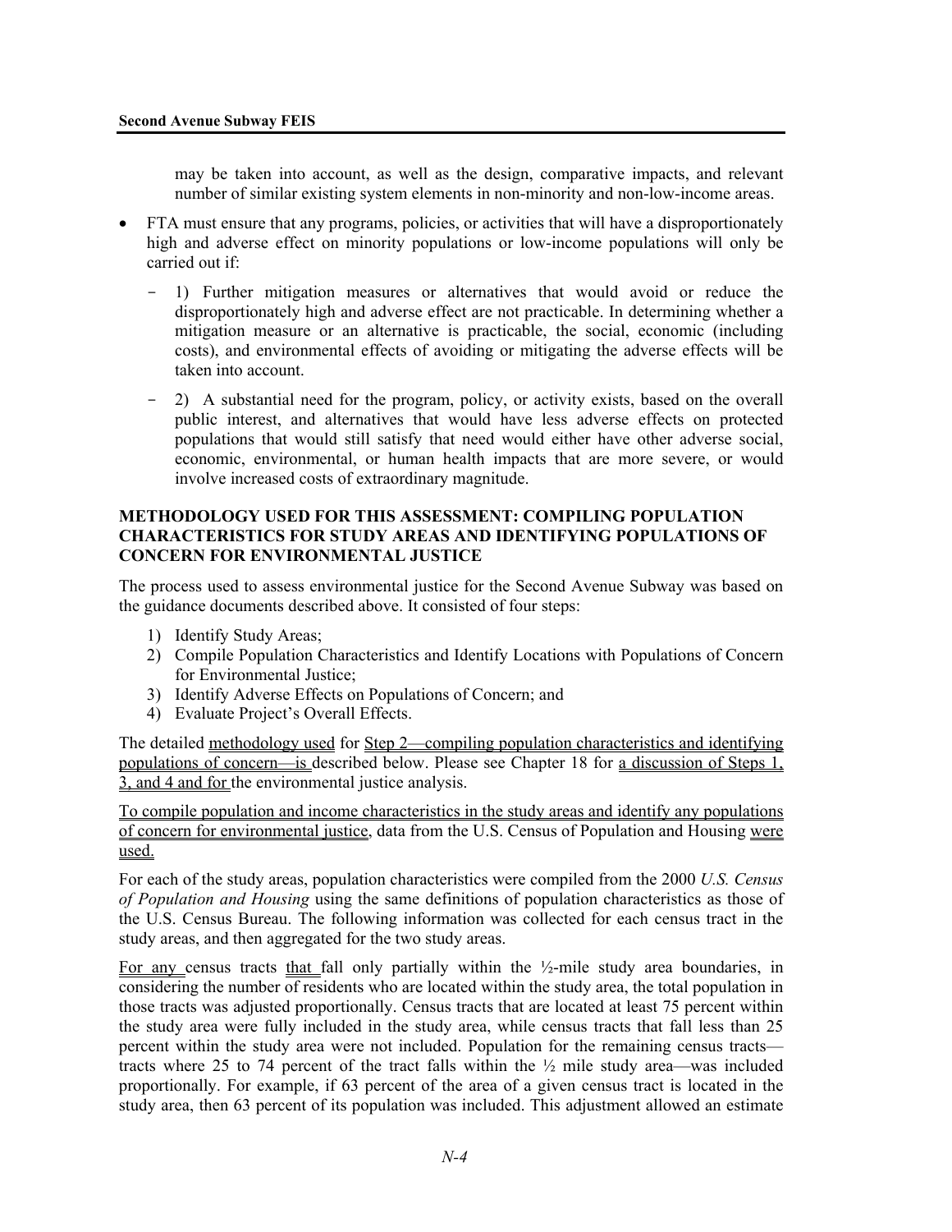may be taken into account, as well as the design, comparative impacts, and relevant number of similar existing system elements in non-minority and non-low-income areas.

- FTA must ensure that any programs, policies, or activities that will have a disproportionately high and adverse effect on minority populations or low-income populations will only be carried out if:
  - 1) Further mitigation measures or alternatives that would avoid or reduce the disproportionately high and adverse effect are not practicable. In determining whether a mitigation measure or an alternative is practicable, the social, economic (including costs), and environmental effects of avoiding or mitigating the adverse effects will be taken into account.
  - 2) A substantial need for the program, policy, or activity exists, based on the overall public interest, and alternatives that would have less adverse effects on protected populations that would still satisfy that need would either have other adverse social, economic, environmental, or human health impacts that are more severe, or would involve increased costs of extraordinary magnitude.

### METHODOLOGY USED FOR THIS ASSESSMENT: COMPILING POPULATION CHARACTERISTICS FOR STUDY AREAS AND IDENTIFYING POPULATIONS OF CONCERN FOR ENVIRONMENTAL JUSTICE

The process used to assess environmental justice for the Second Avenue Subway was based on the guidance documents described above. It consisted of four steps:

1) Identify Study Areas;
2) Compile Population Characteristics and Identify Locations with Populations of Concern for Environmental Justice;
3) Identify Adverse Effects on Populations of Concern; and
4) Evaluate Project's Overall Effects.

The detailed methodology used for Step 2—compiling population characteristics and identifying populations of concern—is described below. Please see Chapter 18 for a discussion of Steps 1, 3, and 4 and for the environmental justice analysis.

To compile population and income characteristics in the study areas and identify any populations of concern for environmental justice, data from the U.S. Census of Population and Housing were used.

For each of the study areas, population characteristics were compiled from the 2000 *U.S. Census of Population and Housing* using the same definitions of population characteristics as those of the U.S. Census Bureau. The following information was collected for each census tract in the study areas, and then aggregated for the two study areas.

For any census tracts that fall only partially within the ½-mile study area boundaries, in considering the number of residents who are located within the study area, the total population in those tracts was adjusted proportionally. Census tracts that are located at least 75 percent within the study area were fully included in the study area, while census tracts that fall less than 25 percent within the study area were not included. Population for the remaining census tracts—tracts where 25 to 74 percent of the tract falls within the ½ mile study area—was included proportionally. For example, if 63 percent of the area of a given census tract is located in the study area, then 63 percent of its population was included. This adjustment allowed an estimate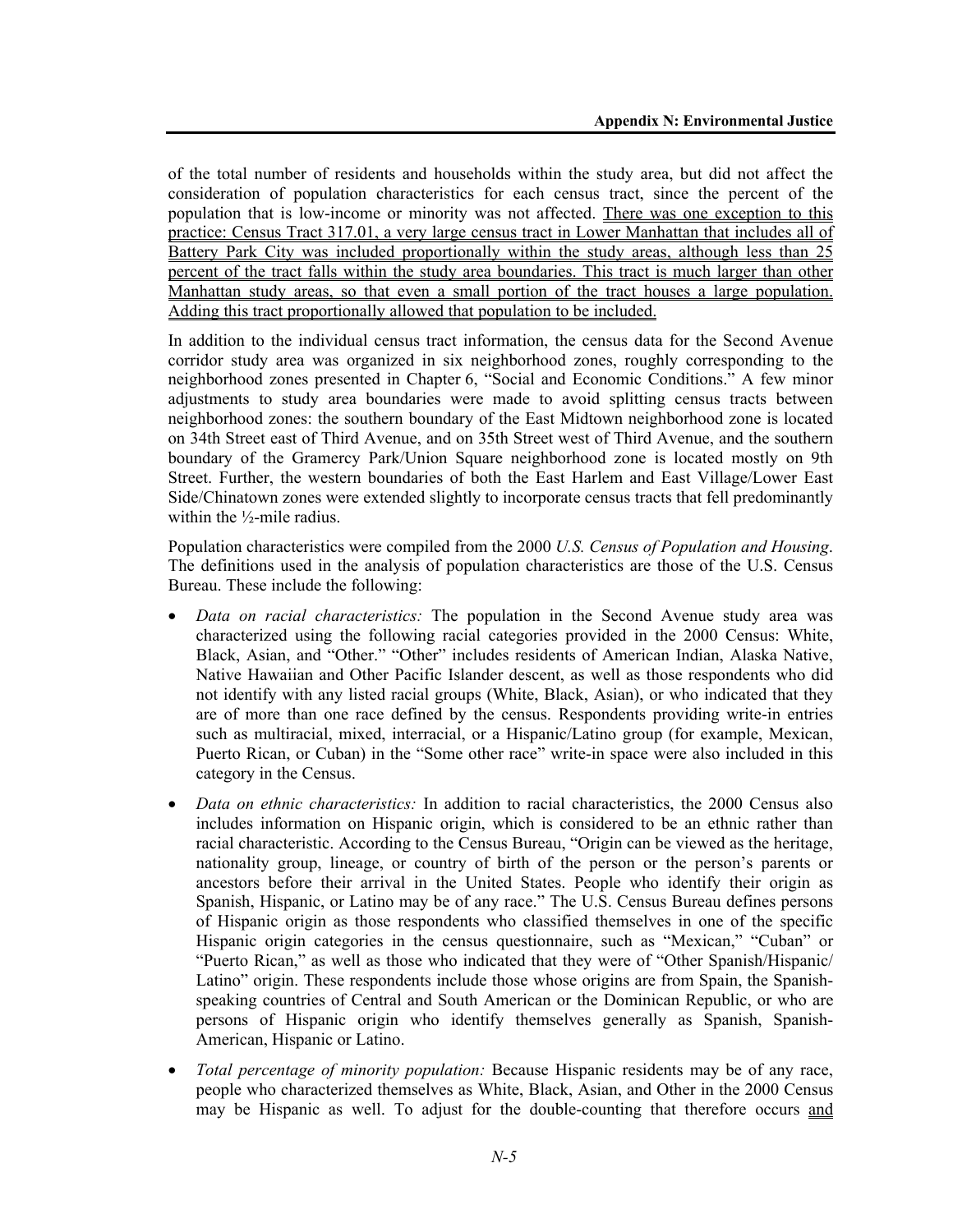of the total number of residents and households within the study area, but did not affect the consideration of population characteristics for each census tract, since the percent of the population that is low-income or minority was not affected. There was one exception to this practice: Census Tract 317.01, a very large census tract in Lower Manhattan that includes all of Battery Park City was included proportionally within the study areas, although less than 25 percent of the tract falls within the study area boundaries. This tract is much larger than other Manhattan study areas, so that even a small portion of the tract houses a large population. Adding this tract proportionally allowed that population to be included.

In addition to the individual census tract information, the census data for the Second Avenue corridor study area was organized in six neighborhood zones, roughly corresponding to the neighborhood zones presented in Chapter 6, "Social and Economic Conditions." A few minor adjustments to study area boundaries were made to avoid splitting census tracts between neighborhood zones: the southern boundary of the East Midtown neighborhood zone is located on 34th Street east of Third Avenue, and on 35th Street west of Third Avenue, and the southern boundary of the Gramercy Park/Union Square neighborhood zone is located mostly on 9th Street. Further, the western boundaries of both the East Harlem and East Village/Lower East Side/Chinatown zones were extended slightly to incorporate census tracts that fell predominantly within the ½-mile radius.

Population characteristics were compiled from the 2000 *U.S. Census of Population and Housing*. The definitions used in the analysis of population characteristics are those of the U.S. Census Bureau. These include the following:

- *Data on racial characteristics:* The population in the Second Avenue study area was characterized using the following racial categories provided in the 2000 Census: White, Black, Asian, and "Other." "Other" includes residents of American Indian, Alaska Native, Native Hawaiian and Other Pacific Islander descent, as well as those respondents who did not identify with any listed racial groups (White, Black, Asian), or who indicated that they are of more than one race defined by the census. Respondents providing write-in entries such as multiracial, mixed, interracial, or a Hispanic/Latino group (for example, Mexican, Puerto Rican, or Cuban) in the "Some other race" write-in space were also included in this category in the Census.
- *Data on ethnic characteristics:* In addition to racial characteristics, the 2000 Census also includes information on Hispanic origin, which is considered to be an ethnic rather than racial characteristic. According to the Census Bureau, "Origin can be viewed as the heritage, nationality group, lineage, or country of birth of the person or the person's parents or ancestors before their arrival in the United States. People who identify their origin as Spanish, Hispanic, or Latino may be of any race." The U.S. Census Bureau defines persons of Hispanic origin as those respondents who classified themselves in one of the specific Hispanic origin categories in the census questionnaire, such as "Mexican," "Cuban" or "Puerto Rican," as well as those who indicated that they were of "Other Spanish/Hispanic/ Latino" origin. These respondents include those whose origins are from Spain, the Spanish-speaking countries of Central and South American or the Dominican Republic, or who are persons of Hispanic origin who identify themselves generally as Spanish, Spanish-American, Hispanic or Latino.
- *Total percentage of minority population:* Because Hispanic residents may be of any race, people who characterized themselves as White, Black, Asian, and Other in the 2000 Census may be Hispanic as well. To adjust for the double-counting that therefore occurs and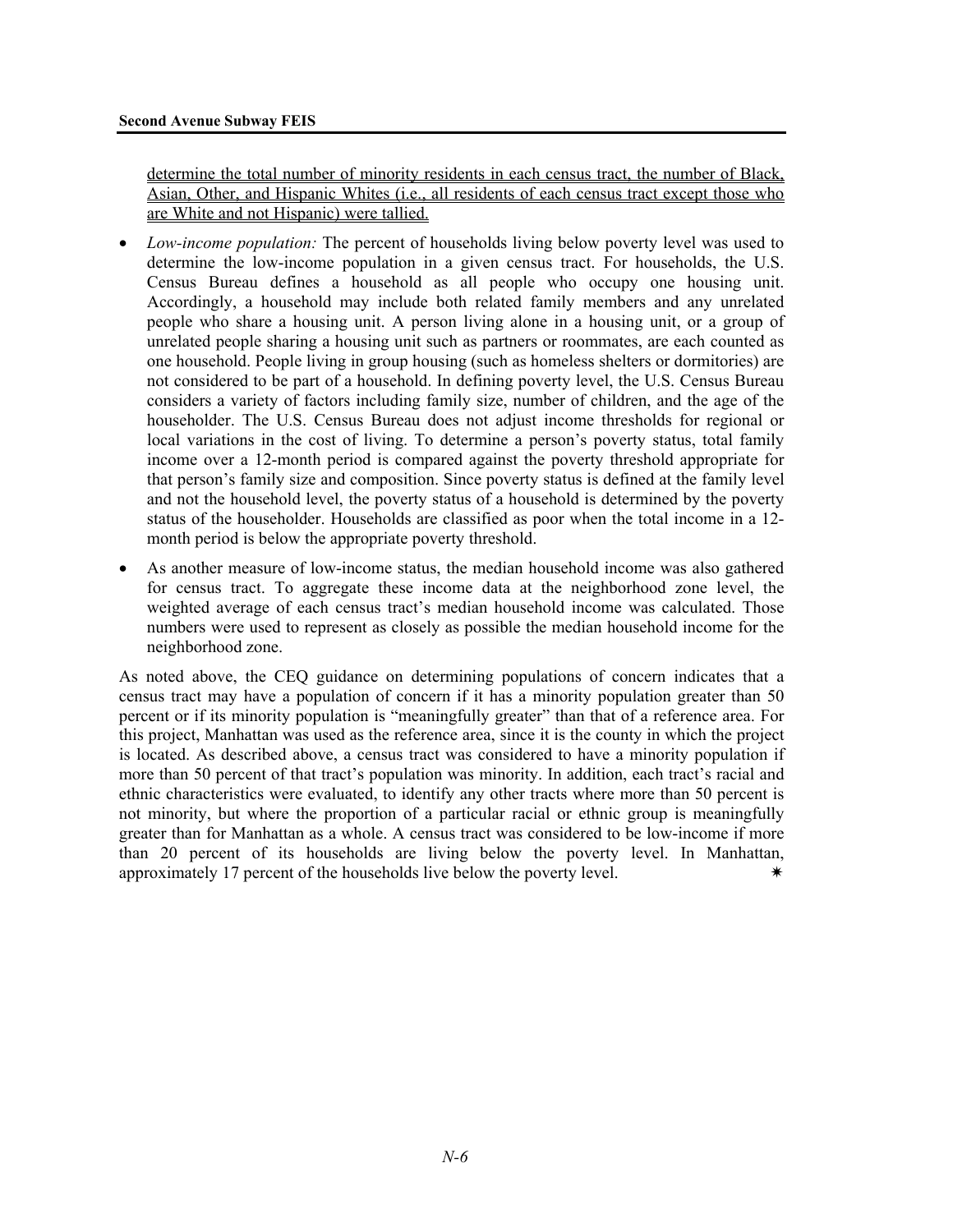determine the total number of minority residents in each census tract, the number of Black, Asian, Other, and Hispanic Whites (i.e., all residents of each census tract except those who are White and not Hispanic) were tallied.

- *Low-income population:* The percent of households living below poverty level was used to determine the low-income population in a given census tract. For households, the U.S. Census Bureau defines a household as all people who occupy one housing unit. Accordingly, a household may include both related family members and any unrelated people who share a housing unit. A person living alone in a housing unit, or a group of unrelated people sharing a housing unit such as partners or roommates, are each counted as one household. People living in group housing (such as homeless shelters or dormitories) are not considered to be part of a household. In defining poverty level, the U.S. Census Bureau considers a variety of factors including family size, number of children, and the age of the householder. The U.S. Census Bureau does not adjust income thresholds for regional or local variations in the cost of living. To determine a person's poverty status, total family income over a 12-month period is compared against the poverty threshold appropriate for that person's family size and composition. Since poverty status is defined at the family level and not the household level, the poverty status of a household is determined by the poverty status of the householder. Households are classified as poor when the total income in a 12-month period is below the appropriate poverty threshold.
- As another measure of low-income status, the median household income was also gathered for census tract. To aggregate these income data at the neighborhood zone level, the weighted average of each census tract's median household income was calculated. Those numbers were used to represent as closely as possible the median household income for the neighborhood zone.

As noted above, the CEQ guidance on determining populations of concern indicates that a census tract may have a population of concern if it has a minority population greater than 50 percent or if its minority population is "meaningfully greater" than that of a reference area. For this project, Manhattan was used as the reference area, since it is the county in which the project is located. As described above, a census tract was considered to have a minority population if more than 50 percent of that tract's population was minority. In addition, each tract's racial and ethnic characteristics were evaluated, to identify any other tracts where more than 50 percent is not minority, but where the proportion of a particular racial or ethnic group is meaningfully greater than for Manhattan as a whole. A census tract was considered to be low-income if more than 20 percent of its households are living below the poverty level. In Manhattan, approximately 17 percent of the households live below the poverty level. ✷